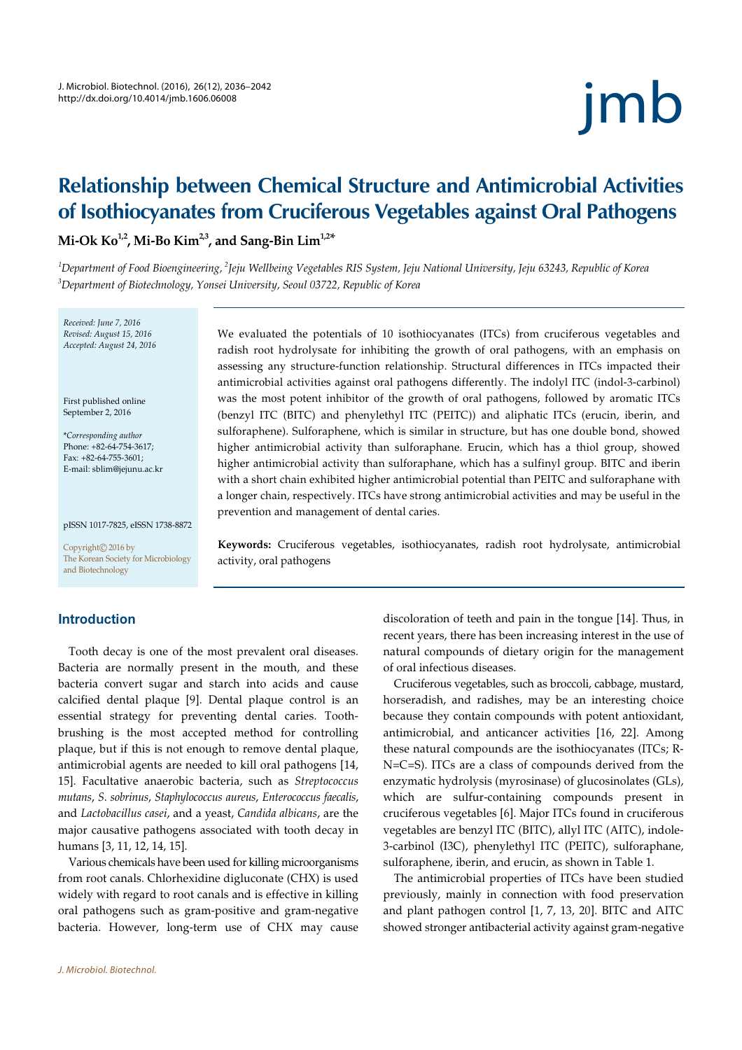# Relationship between Chemical Structure and Antimicrobial Activities of Isothiocyanates from Cruciferous Vegetables against Oral Pathogens

**Mi-Ok Ko[1,2], Mi-Bo Kim[2,3], and Sang-Bin Lim[1,2*]**

[1]*Department of Food Bioengineering,* [2]*Jeju Wellbeing Vegetables RIS System, Jeju National University, Jeju 63243, Republic of Korea*
[3]*Department of Biotechnology, Yonsei University, Seoul 03722, Republic of Korea*

*Received: June 7, 2016*
*Revised: August 15, 2016*
*Accepted: August 24, 2016*

First published online
September 2, 2016

\**Corresponding author*
Phone: +82-64-754-3617;
Fax: +82-64-755-3601;
E-mail: sblim@jejunu.ac.kr

pISSN 1017-7825, eISSN 1738-8872

Copyright© 2016 by
The Korean Society for Microbiology and Biotechnology

We evaluated the potentials of 10 isothiocyanates (ITCs) from cruciferous vegetables and radish root hydrolysate for inhibiting the growth of oral pathogens, with an emphasis on assessing any structure-function relationship. Structural differences in ITCs impacted their antimicrobial activities against oral pathogens differently. The indolyl ITC (indol-3-carbinol) was the most potent inhibitor of the growth of oral pathogens, followed by aromatic ITCs (benzyl ITC (BITC) and phenylethyl ITC (PEITC)) and aliphatic ITCs (erucin, iberin, and sulforaphene). Sulforaphene, which is similar in structure, but has one double bond, showed higher antimicrobial activity than sulforaphane. Erucin, which has a thiol group, showed higher antimicrobial activity than sulforaphane, which has a sulfinyl group. BITC and iberin with a short chain exhibited higher antimicrobial potential than PEITC and sulforaphane with a longer chain, respectively. ITCs have strong antimicrobial activities and may be useful in the prevention and management of dental caries.

**Keywords:** Cruciferous vegetables, isothiocyanates, radish root hydrolysate, antimicrobial activity, oral pathogens

## Introduction

Tooth decay is one of the most prevalent oral diseases. Bacteria are normally present in the mouth, and these bacteria convert sugar and starch into acids and cause calcified dental plaque [9]. Dental plaque control is an essential strategy for preventing dental caries. Tooth-brushing is the most accepted method for controlling plaque, but if this is not enough to remove dental plaque, antimicrobial agents are needed to kill oral pathogens [14, 15]. Facultative anaerobic bacteria, such as *Streptococcus mutans*, *S. sobrinus*, *Staphylococcus aureus*, *Enterococcus faecalis*, and *Lactobacillus casei*, and a yeast, *Candida albicans*, are the major causative pathogens associated with tooth decay in humans [3, 11, 12, 14, 15].

Various chemicals have been used for killing microorganisms from root canals. Chlorhexidine digluconate (CHX) is used widely with regard to root canals and is effective in killing oral pathogens such as gram-positive and gram-negative bacteria. However, long-term use of CHX may cause discoloration of teeth and pain in the tongue [14]. Thus, in recent years, there has been increasing interest in the use of natural compounds of dietary origin for the management of oral infectious diseases.

Cruciferous vegetables, such as broccoli, cabbage, mustard, horseradish, and radishes, may be an interesting choice because they contain compounds with potent antioxidant, antimicrobial, and anticancer activities [16, 22]. Among these natural compounds are the isothiocyanates (ITCs; R-N=C=S). ITCs are a class of compounds derived from the enzymatic hydrolysis (myrosinase) of glucosinolates (GLs), which are sulfur-containing compounds present in cruciferous vegetables [6]. Major ITCs found in cruciferous vegetables are benzyl ITC (BITC), allyl ITC (AITC), indole-3-carbinol (I3C), phenylethyl ITC (PEITC), sulforaphane, sulforaphene, iberin, and erucin, as shown in Table 1.

The antimicrobial properties of ITCs have been studied previously, mainly in connection with food preservation and plant pathogen control [1, 7, 13, 20]. BITC and AITC showed stronger antibacterial activity against gram-negative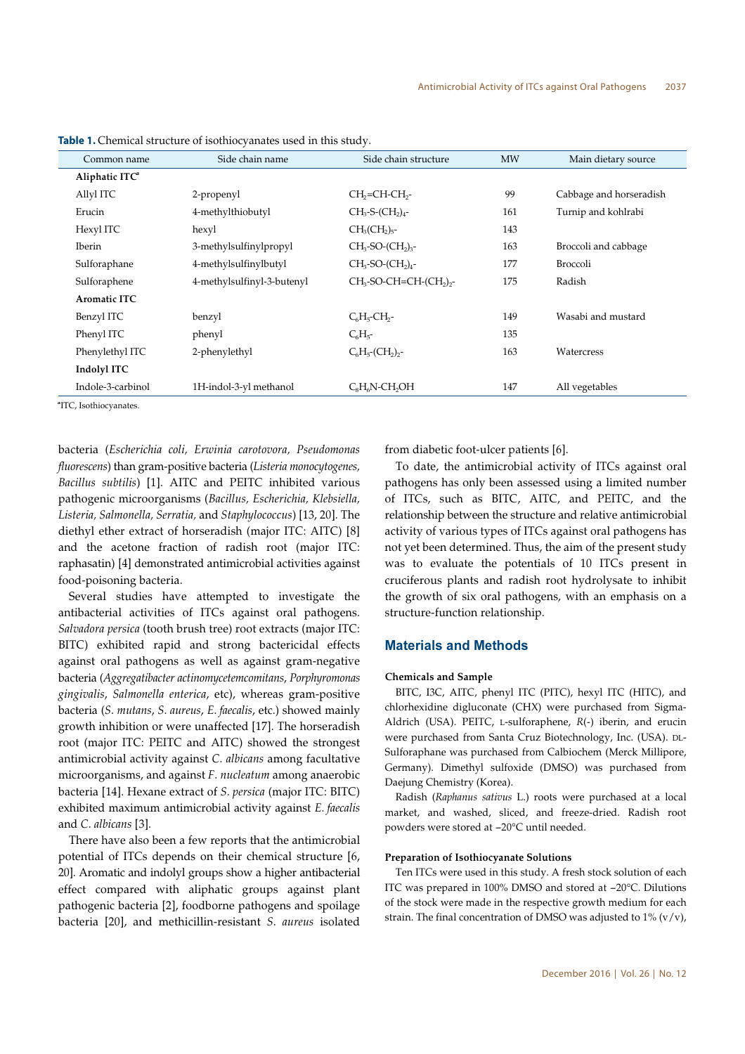**Table 1.** Chemical structure of isothiocyanates used in this study.

| Common name | Side chain name | Side chain structure | MW | Main dietary source |
|---|---|---|---|---|
| **Aliphatic ITC[a]** | | | | |
| Allyl ITC | 2-propenyl | $CH_2$=CH-$CH_2$- | 99 | Cabbage and horseradish |
| Erucin | 4-methylthiobutyl | $CH_3$-S-$(CH_2)_4$- | 161 | Turnip and kohlrabi |
| Hexyl ITC | hexyl | $CH_3(CH_2)_5$- | 143 | |
| Iberin | 3-methylsulfinylpropyl | $CH_3$-SO-$(CH_2)_3$- | 163 | Broccoli and cabbage |
| Sulforaphane | 4-methylsulfinylbutyl | $CH_3$-SO-$(CH_2)_4$- | 177 | Broccoli |
| Sulforaphene | 4-methylsulfinyl-3-butenyl | $CH_3$-SO-CH=CH-$(CH_2)_2$- | 175 | Radish |
| **Aromatic ITC** | | | | |
| Benzyl ITC | benzyl | $C_6H_5$-$CH_2$- | 149 | Wasabi and mustard |
| Phenyl ITC | phenyl | $C_6H_5$- | 135 | |
| Phenylethyl ITC | 2-phenylethyl | $C_6H_5$-$(CH_2)_2$- | 163 | Watercress |
| **Indolyl ITC** | | | | |
| Indole-3-carbinol | 1H-indol-3-yl methanol | $C_8H_6$N-$CH_2$OH | 147 | All vegetables |

[a]ITC, Isothiocyanates.

bacteria (*Escherichia coli, Erwinia carotovora, Pseudomonas fluorescens*) than gram-positive bacteria (*Listeria monocytogenes, Bacillus subtilis*) [1]. AITC and PEITC inhibited various pathogenic microorganisms (*Bacillus, Escherichia, Klebsiella, Listeria, Salmonella, Serratia,* and *Staphylococcus*) [13, 20]. The diethyl ether extract of horseradish (major ITC: AITC) [8] and the acetone fraction of radish root (major ITC: raphasatin) [4] demonstrated antimicrobial activities against food-poisoning bacteria.

Several studies have attempted to investigate the antibacterial activities of ITCs against oral pathogens. *Salvadora persica* (tooth brush tree) root extracts (major ITC: BITC) exhibited rapid and strong bactericidal effects against oral pathogens as well as against gram-negative bacteria (*Aggregatibacter actinomycetemcomitans*, *Porphyromonas gingivalis*, *Salmonella enterica*, etc), whereas gram-positive bacteria (*S. mutans*, *S. aureus*, *E. faecalis*, etc.) showed mainly growth inhibition or were unaffected [17]. The horseradish root (major ITC: PEITC and AITC) showed the strongest antimicrobial activity against *C. albicans* among facultative microorganisms, and against *F. nucleatum* among anaerobic bacteria [14]. Hexane extract of *S. persica* (major ITC: BITC) exhibited maximum antimicrobial activity against *E. faecalis* and *C. albicans* [3].

There have also been a few reports that the antimicrobial potential of ITCs depends on their chemical structure [6, 20]. Aromatic and indolyl groups show a higher antibacterial effect compared with aliphatic groups against plant pathogenic bacteria [2], foodborne pathogens and spoilage bacteria [20], and methicillin-resistant *S. aureus* isolated from diabetic foot-ulcer patients [6].

To date, the antimicrobial activity of ITCs against oral pathogens has only been assessed using a limited number of ITCs, such as BITC, AITC, and PEITC, and the relationship between the structure and relative antimicrobial activity of various types of ITCs against oral pathogens has not yet been determined. Thus, the aim of the present study was to evaluate the potentials of 10 ITCs present in cruciferous plants and radish root hydrolysate to inhibit the growth of six oral pathogens, with an emphasis on a structure-function relationship.

## Materials and Methods

### Chemicals and Sample

BITC, I3C, AITC, phenyl ITC (PITC), hexyl ITC (HITC), and chlorhexidine digluconate (CHX) were purchased from Sigma-Aldrich (USA). PEITC, L-sulforaphene, *R*(-) iberin, and erucin were purchased from Santa Cruz Biotechnology, Inc. (USA). DL-Sulforaphane was purchased from Calbiochem (Merck Millipore, Germany). Dimethyl sulfoxide (DMSO) was purchased from Daejung Chemistry (Korea).

Radish (*Raphanus sativus* L.) roots were purchased at a local market, and washed, sliced, and freeze-dried. Radish root powders were stored at −20°C until needed.

### Preparation of Isothiocyanate Solutions

Ten ITCs were used in this study. A fresh stock solution of each ITC was prepared in 100% DMSO and stored at −20°C. Dilutions of the stock were made in the respective growth medium for each strain. The final concentration of DMSO was adjusted to 1% (v/v),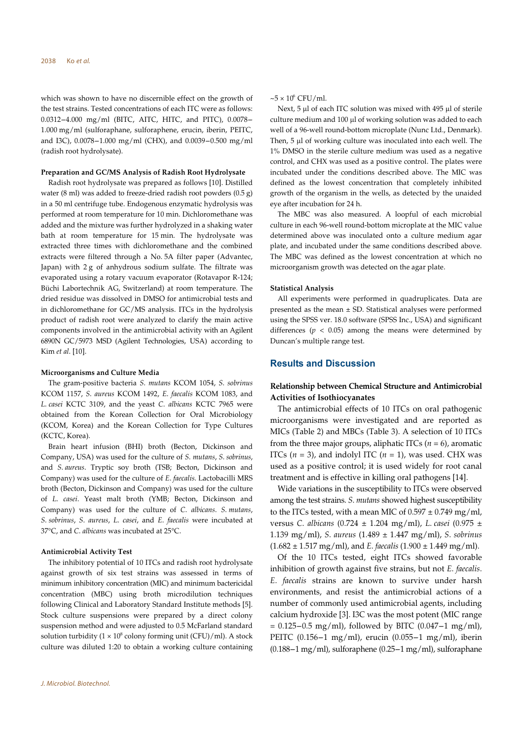which was shown to have no discernible effect on the growth of the test strains. Tested concentrations of each ITC were as follows: 0.0312−4.000 mg/ml (BITC, AITC, HITC, and PITC), 0.0078−1.000 mg/ml (sulforaphane, sulforaphene, erucin, iberin, PEITC, and I3C), 0.0078−1.000 mg/ml (CHX), and 0.0039−0.500 mg/ml (radish root hydrolysate).

#### Preparation and GC/MS Analysis of Radish Root Hydrolysate

Radish root hydrolysate was prepared as follows [10]. Distilled water (8 ml) was added to freeze-dried radish root powders (0.5 g) in a 50 ml centrifuge tube. Endogenous enzymatic hydrolysis was performed at room temperature for 10 min. Dichloromethane was added and the mixture was further hydrolyzed in a shaking water bath at room temperature for 15 min. The hydrolysate was extracted three times with dichloromethane and the combined extracts were filtered through a No. 5A filter paper (Advantec, Japan) with 2 g of anhydrous sodium sulfate. The filtrate was evaporated using a rotary vacuum evaporator (Rotavapor R-124; Büchi Labortechnik AG, Switzerland) at room temperature. The dried residue was dissolved in DMSO for antimicrobial tests and in dichloromethane for GC/MS analysis. ITCs in the hydrolysis product of radish root were analyzed to clarify the main active components involved in the antimicrobial activity with an Agilent 6890N GC/5973 MSD (Agilent Technologies, USA) according to Kim *et al.* [10].

#### Microorganisms and Culture Media

The gram-positive bacteria *S. mutans* KCOM 1054, *S. sobrinus* KCOM 1157, *S. aureus* KCOM 1492, *E. faecalis* KCOM 1083, and *L. casei* KCTC 3109, and the yeast *C. albicans* KCTC 7965 were obtained from the Korean Collection for Oral Microbiology (KCOM, Korea) and the Korean Collection for Type Cultures (KCTC, Korea).

Brain heart infusion (BHI) broth (Becton, Dickinson and Company, USA) was used for the culture of *S. mutans*, *S. sobrinus*, and *S. aureus*. Tryptic soy broth (TSB; Becton, Dickinson and Company) was used for the culture of *E. faecalis*. Lactobacilli MRS broth (Becton, Dickinson and Company) was used for the culture of *L. casei*. Yeast malt broth (YMB; Becton, Dickinson and Company) was used for the culture of *C. albicans*. *S. mutans*, *S. sobrinus*, *S. aureus*, *L. casei*, and *E. faecalis* were incubated at 37°C, and *C. albicans* was incubated at 25°C.

#### Antimicrobial Activity Test

The inhibitory potential of 10 ITCs and radish root hydrolysate against growth of six test strains was assessed in terms of minimum inhibitory concentration (MIC) and minimum bactericidal concentration (MBC) using broth microdilution techniques following Clinical and Laboratory Standard Institute methods [5]. Stock culture suspensions were prepared by a direct colony suspension method and were adjusted to 0.5 McFarland standard solution turbidity ($1 \times 10^8$ colony forming unit (CFU)/ml). A stock culture was diluted 1:20 to obtain a working culture containing $\sim 5 \times 10^6$ CFU/ml.

Next, 5 µl of each ITC solution was mixed with 495 µl of sterile culture medium and 100 µl of working solution was added to each well of a 96-well round-bottom microplate (Nunc Ltd., Denmark). Then, 5 µl of working culture was inoculated into each well. The 1% DMSO in the sterile culture medium was used as a negative control, and CHX was used as a positive control. The plates were incubated under the conditions described above. The MIC was defined as the lowest concentration that completely inhibited growth of the organism in the wells, as detected by the unaided eye after incubation for 24 h.

The MBC was also measured. A loopful of each microbial culture in each 96-well round-bottom microplate at the MIC value determined above was inoculated onto a culture medium agar plate, and incubated under the same conditions described above. The MBC was defined as the lowest concentration at which no microorganism growth was detected on the agar plate.

#### Statistical Analysis

All experiments were performed in quadruplicates. Data are presented as the mean ± SD. Statistical analyses were performed using the SPSS ver. 18.0 software (SPSS Inc., USA) and significant differences ($p < 0.05$) among the means were determined by Duncan's multiple range test.

## Results and Discussion

### Relationship between Chemical Structure and Antimicrobial Activities of Isothiocyanates

The antimicrobial effects of 10 ITCs on oral pathogenic microorganisms were investigated and are reported as MICs (Table 2) and MBCs (Table 3). A selection of 10 ITCs from the three major groups, aliphatic ITCs ($n = 6$), aromatic ITCs ($n = 3$), and indolyl ITC ($n = 1$), was used. CHX was used as a positive control; it is used widely for root canal treatment and is effective in killing oral pathogens [14].

Wide variations in the susceptibility to ITCs were observed among the test strains. *S. mutans* showed highest susceptibility to the ITCs tested, with a mean MIC of 0.597 ± 0.749 mg/ml, versus *C. albicans* (0.724 ± 1.204 mg/ml), *L. casei* (0.975 ± 1.139 mg/ml), *S. aureus* (1.489 ± 1.447 mg/ml), *S. sobrinus* (1.682 ± 1.517 mg/ml), and *E. faecalis* (1.900 ± 1.449 mg/ml).

Of the 10 ITCs tested, eight ITCs showed favorable inhibition of growth against five strains, but not *E. faecalis*. *E. faecalis* strains are known to survive under harsh environments, and resist the antimicrobial actions of a number of commonly used antimicrobial agents, including calcium hydroxide [3]. I3C was the most potent (MIC range = 0.125−0.5 mg/ml), followed by BITC (0.047−1 mg/ml), PEITC (0.156−1 mg/ml), erucin (0.055−1 mg/ml), iberin (0.188−1 mg/ml), sulforaphene (0.25−1 mg/ml), sulforaphane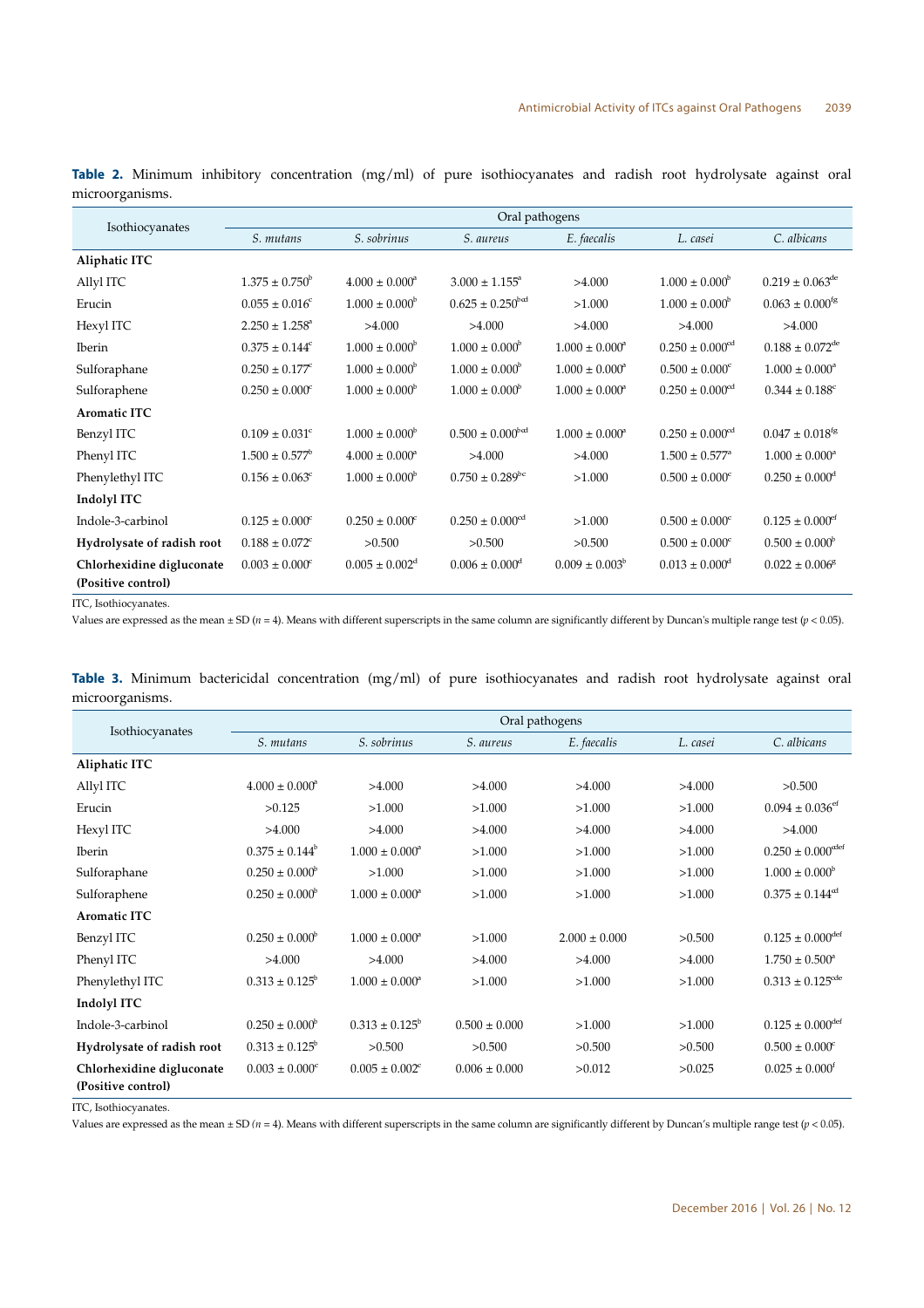**Table 2.** Minimum inhibitory concentration (mg/ml) of pure isothiocyanates and radish root hydrolysate against oral microorganisms.

| Isothiocyanates | Oral pathogens | | | | | |
|---|---|---|---|---|---|---|
| | *S. mutans* | *S. sobrinus* | *S. aureus* | *E. faecalis* | *L. casei* | *C. albicans* |
| **Aliphatic ITC** | | | | | | |
| Allyl ITC | $1.375 \pm 0.750^{b}$ | $4.000 \pm 0.000^{a}$ | $3.000 \pm 1.155^{a}$ | >4.000 | $1.000 \pm 0.000^{b}$ | $0.219 \pm 0.063^{de}$ |
| Erucin | $0.055 \pm 0.016^{c}$ | $1.000 \pm 0.000^{b}$ | $0.625 \pm 0.250^{bcd}$ | >1.000 | $1.000 \pm 0.000^{b}$ | $0.063 \pm 0.000^{fg}$ |
| Hexyl ITC | $2.250 \pm 1.258^{a}$ | >4.000 | >4.000 | >4.000 | >4.000 | >4.000 |
| Iberin | $0.375 \pm 0.144^{c}$ | $1.000 \pm 0.000^{b}$ | $1.000 \pm 0.000^{b}$ | $1.000 \pm 0.000^{a}$ | $0.250 \pm 0.000^{cd}$ | $0.188 \pm 0.072^{de}$ |
| Sulforaphane | $0.250 \pm 0.177^{c}$ | $1.000 \pm 0.000^{b}$ | $1.000 \pm 0.000^{b}$ | $1.000 \pm 0.000^{a}$ | $0.500 \pm 0.000^{c}$ | $1.000 \pm 0.000^{a}$ |
| Sulforaphene | $0.250 \pm 0.000^{c}$ | $1.000 \pm 0.000^{b}$ | $1.000 \pm 0.000^{b}$ | $1.000 \pm 0.000^{a}$ | $0.250 \pm 0.000^{cd}$ | $0.344 \pm 0.188^{c}$ |
| **Aromatic ITC** | | | | | | |
| Benzyl ITC | $0.109 \pm 0.031^{c}$ | $1.000 \pm 0.000^{b}$ | $0.500 \pm 0.000^{bcd}$ | $1.000 \pm 0.000^{a}$ | $0.250 \pm 0.000^{cd}$ | $0.047 \pm 0.018^{fg}$ |
| Phenyl ITC | $1.500 \pm 0.577^{b}$ | $4.000 \pm 0.000^{a}$ | >4.000 | >4.000 | $1.500 \pm 0.577^{a}$ | $1.000 \pm 0.000^{a}$ |
| Phenylethyl ITC | $0.156 \pm 0.063^{c}$ | $1.000 \pm 0.000^{b}$ | $0.750 \pm 0.289^{bc}$ | >1.000 | $0.500 \pm 0.000^{c}$ | $0.250 \pm 0.000^{d}$ |
| **Indolyl ITC** | | | | | | |
| Indole-3-carbinol | $0.125 \pm 0.000^{c}$ | $0.250 \pm 0.000^{c}$ | $0.250 \pm 0.000^{cd}$ | >1.000 | $0.500 \pm 0.000^{c}$ | $0.125 \pm 0.000^{ef}$ |
| **Hydrolysate of radish root** | $0.188 \pm 0.072^{c}$ | >0.500 | >0.500 | >0.500 | $0.500 \pm 0.000^{c}$ | $0.500 \pm 0.000^{b}$ |
| **Chlorhexidine digluconate (Positive control)** | $0.003 \pm 0.000^{c}$ | $0.005 \pm 0.002^{d}$ | $0.006 \pm 0.000^{d}$ | $0.009 \pm 0.003^{b}$ | $0.013 \pm 0.000^{d}$ | $0.022 \pm 0.006^{g}$ |

ITC, Isothiocyanates.

Values are expressed as the mean ± SD ($n = 4$). Means with different superscripts in the same column are significantly different by Duncan's multiple range test ($p < 0.05$).

**Table 3.** Minimum bactericidal concentration (mg/ml) of pure isothiocyanates and radish root hydrolysate against oral microorganisms.

| Isothiocyanates | Oral pathogens | | | | | |
|---|---|---|---|---|---|---|
| | *S. mutans* | *S. sobrinus* | *S. aureus* | *E. faecalis* | *L. casei* | *C. albicans* |
| **Aliphatic ITC** | | | | | | |
| Allyl ITC | $4.000 \pm 0.000^{a}$ | >4.000 | >4.000 | >4.000 | >4.000 | >0.500 |
| Erucin | >0.125 | >1.000 | >1.000 | >1.000 | >1.000 | $0.094 \pm 0.036^{ef}$ |
| Hexyl ITC | >4.000 | >4.000 | >4.000 | >4.000 | >4.000 | >4.000 |
| Iberin | $0.375 \pm 0.144^{b}$ | $1.000 \pm 0.000^{a}$ | >1.000 | >1.000 | >1.000 | $0.250 \pm 0.000^{cdef}$ |
| Sulforaphane | $0.250 \pm 0.000^{b}$ | >1.000 | >1.000 | >1.000 | >1.000 | $1.000 \pm 0.000^{b}$ |
| Sulforaphene | $0.250 \pm 0.000^{b}$ | $1.000 \pm 0.000^{a}$ | >1.000 | >1.000 | >1.000 | $0.375 \pm 0.144^{cd}$ |
| **Aromatic ITC** | | | | | | |
| Benzyl ITC | $0.250 \pm 0.000^{b}$ | $1.000 \pm 0.000^{a}$ | >1.000 | $2.000 \pm 0.000$ | >0.500 | $0.125 \pm 0.000^{def}$ |
| Phenyl ITC | >4.000 | >4.000 | >4.000 | >4.000 | >4.000 | $1.750 \pm 0.500^{a}$ |
| Phenylethyl ITC | $0.313 \pm 0.125^{b}$ | $1.000 \pm 0.000^{a}$ | >1.000 | >1.000 | >1.000 | $0.313 \pm 0.125^{cde}$ |
| **Indolyl ITC** | | | | | | |
| Indole-3-carbinol | $0.250 \pm 0.000^{b}$ | $0.313 \pm 0.125^{b}$ | $0.500 \pm 0.000$ | >1.000 | >1.000 | $0.125 \pm 0.000^{def}$ |
| **Hydrolysate of radish root** | $0.313 \pm 0.125^{b}$ | >0.500 | >0.500 | >0.500 | >0.500 | $0.500 \pm 0.000^{c}$ |
| **Chlorhexidine digluconate (Positive control)** | $0.003 \pm 0.000^{c}$ | $0.005 \pm 0.002^{c}$ | $0.006 \pm 0.000$ | >0.012 | >0.025 | $0.025 \pm 0.000^{f}$ |

ITC, Isothiocyanates.

Values are expressed as the mean ± SD ($n = 4$). Means with different superscripts in the same column are significantly different by Duncan's multiple range test ($p < 0.05$).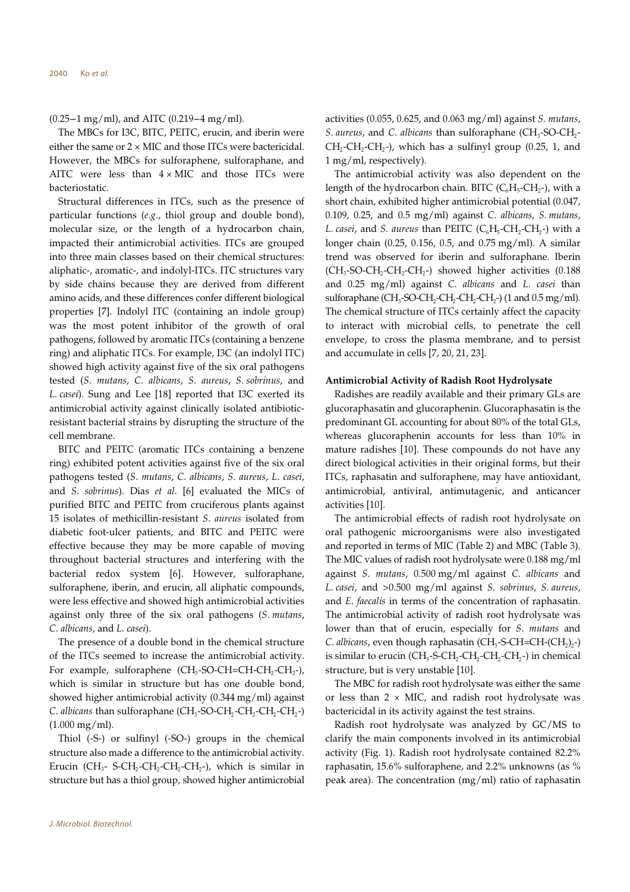(0.25–1 mg/ml), and AITC (0.219–4 mg/ml).

The MBCs for I3C, BITC, PEITC, erucin, and iberin were either the same or 2 × MIC and those ITCs were bactericidal. However, the MBCs for sulforaphene, sulforaphane, and AITC were less than 4 × MIC and those ITCs were bacteriostatic.

Structural differences in ITCs, such as the presence of particular functions (*e.g.*, thiol group and double bond), molecular size, or the length of a hydrocarbon chain, impacted their antimicrobial activities. ITCs are grouped into three main classes based on their chemical structures: aliphatic-, aromatic-, and indolyl-ITCs. ITC structures vary by side chains because they are derived from different amino acids, and these differences confer different biological properties [7]. Indolyl ITC (containing an indole group) was the most potent inhibitor of the growth of oral pathogens, followed by aromatic ITCs (containing a benzene ring) and aliphatic ITCs. For example, I3C (an indolyl ITC) showed high activity against five of the six oral pathogens tested (*S. mutans*, *C. albicans*, *S. aureus*, *S. sobrinus*, and *L. casei*). Sung and Lee [18] reported that I3C exerted its antimicrobial activity against clinically isolated antibiotic-resistant bacterial strains by disrupting the structure of the cell membrane.

BITC and PEITC (aromatic ITCs containing a benzene ring) exhibited potent activities against five of the six oral pathogens tested (*S. mutans*, *C. albicans*, *S. aureus*, *L. casei*, and *S. sobrinus*). Dias *et al*. [6] evaluated the MICs of purified BITC and PEITC from cruciferous plants against 15 isolates of methicillin-resistant *S. aureus* isolated from diabetic foot-ulcer patients, and BITC and PEITC were effective because they may be more capable of moving throughout bacterial structures and interfering with the bacterial redox system [6]. However, sulforaphane, sulforaphene, iberin, and erucin, all aliphatic compounds, were less effective and showed high antimicrobial activities against only three of the six oral pathogens (*S. mutans*, *C. albicans*, and *L. casei*).

The presence of a double bond in the chemical structure of the ITCs seemed to increase the antimicrobial activity. For example, sulforaphene ($CH_3$-SO-CH=CH-$CH_2$-$CH_2$-), which is similar in structure but has one double bond, showed higher antimicrobial activity (0.344 mg/ml) against *C. albicans* than sulforaphane ($CH_3$-SO-$CH_2$-$CH_2$-$CH_2$-$CH_2$-) (1.000 mg/ml).

Thiol (-S-) or sulfinyl (-SO-) groups in the chemical structure also made a difference to the antimicrobial activity. Erucin ($CH_3$- S-$CH_2$-$CH_2$-$CH_2$-$CH_2$-), which is similar in structure but has a thiol group, showed higher antimicrobial activities (0.055, 0.625, and 0.063 mg/ml) against *S. mutans*, *S. aureus*, and *C. albicans* than sulforaphane ($CH_3$-SO-$CH_2$-$CH_2$-$CH_2$-$CH_2$-), which has a sulfinyl group (0.25, 1, and 1 mg/ml, respectively).

The antimicrobial activity was also dependent on the length of the hydrocarbon chain. BITC ($C_6H_5$-$CH_2$-), with a short chain, exhibited higher antimicrobial potential (0.047, 0.109, 0.25, and 0.5 mg/ml) against *C. albicans*, *S. mutans*, *L. casei*, and *S. aureus* than PEITC ($C_6H_5$-$CH_2$-$CH_2$-) with a longer chain (0.25, 0.156, 0.5, and 0.75 mg/ml). A similar trend was observed for iberin and sulforaphane. Iberin ($CH_3$-SO-$CH_2$-$CH_2$-$CH_2$-) showed higher activities (0.188 and 0.25 mg/ml) against *C. albicans* and *L. casei* than sulforaphane ($CH_3$-SO-$CH_2$-$CH_2$-$CH_2$-$CH_2$-) (1 and 0.5 mg/ml). The chemical structure of ITCs certainly affect the capacity to interact with microbial cells, to penetrate the cell envelope, to cross the plasma membrane, and to persist and accumulate in cells [7, 20, 21, 23].

#### Antimicrobial Activity of Radish Root Hydrolysate

Radishes are readily available and their primary GLs are glucoraphasatin and glucoraphenin. Glucoraphasatin is the predominant GL accounting for about 80% of the total GLs, whereas glucoraphenin accounts for less than 10% in mature radishes [10]. These compounds do not have any direct biological activities in their original forms, but their ITCs, raphasatin and sulforaphene, may have antioxidant, antimicrobial, antiviral, antimutagenic, and anticancer activities [10].

The antimicrobial effects of radish root hydrolysate on oral pathogenic microorganisms were also investigated and reported in terms of MIC (Table 2) and MBC (Table 3). The MIC values of radish root hydrolysate were 0.188 mg/ml against *S. mutans*, 0.500 mg/ml against *C. albicans* and *L. casei*, and >0.500 mg/ml against *S. sobrinus*, *S. aureus*, and *E. faecalis* in terms of the concentration of raphasatin. The antimicrobial activity of radish root hydrolysate was lower than that of erucin, especially for *S. mutans* and *C. albicans*, even though raphasatin ($CH_3$-S-CH=CH-$(CH_2)_2$-) is similar to erucin ($CH_3$-S-$CH_2$-$CH_2$-$CH_2$-$CH_2$-) in chemical structure, but is very unstable [10].

The MBC for radish root hydrolysate was either the same or less than 2 × MIC, and radish root hydrolysate was bactericidal in its activity against the test strains.

Radish root hydrolysate was analyzed by GC/MS to clarify the main components involved in its antimicrobial activity (Fig. 1). Radish root hydrolysate contained 82.2% raphasatin, 15.6% sulforaphene, and 2.2% unknowns (as % peak area). The concentration (mg/ml) ratio of raphasatin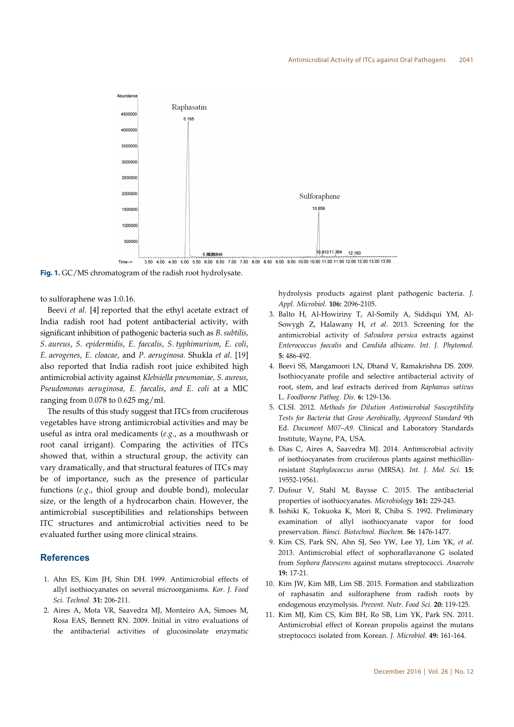Fig. 1. GC/MS chromatogram of the radish root hydrolysate.

to sulforaphene was 1:0.16.

Beevi *et al*. [4] reported that the ethyl acetate extract of India radish root had potent antibacterial activity, with significant inhibition of pathogenic bacteria such as *B. subtilis, S. aureus*, *S. epidermidis*, *E. faecalis*, *S. typhimurium*, *E. coli*, *E. aerogenes*, *E. cloacae*, and *P. aeruginosa*. Shukla *et al*. [19] also reported that India radish root juice exhibited high antimicrobial activity against *Klebsiella pneumoniae, S. aureus, Pseudomonas aeruginosa, E. faecalis*, *and E. coli* at a MIC ranging from 0.078 to 0.625 mg/ml.

The results of this study suggest that ITCs from cruciferous vegetables have strong antimicrobial activities and may be useful as intra oral medicaments (*e.g*., as a mouthwash or root canal irrigant). Comparing the activities of ITCs showed that, within a structural group, the activity can vary dramatically, and that structural features of ITCs may be of importance, such as the presence of particular functions (*e.g*., thiol group and double bond), molecular size, or the length of a hydrocarbon chain. However, the antimicrobial susceptibilities and relationships between ITC structures and antimicrobial activities need to be evaluated further using more clinical strains.

## References

1. Ahn ES, Kim JH, Shin DH. 1999. Antimicrobial effects of allyl isothiocyanates on several microorganisms. *Kor. J. Food Sci. Technol.* **31:** 206-211.
2. Aires A, Mota VR, Saavedra MJ, Monteiro AA, Simoes M, Rosa EAS, Bennett RN. 2009. Initial in vitro evaluations of the antibacterial activities of glucosinolate enzymatic hydrolysis products against plant pathogenic bacteria. *J. Appl. Microbiol.* **106:** 2096-2105.
3. Balto H, Al-Howiriny T, Al-Somily A, Siddiqui YM, Al-Sowygh Z, Halawany H, *et al*. 2013. Screening for the antimicrobial activity of *Salvadora persica* extracts against *Enterococcus faecalis* and *Candida albicans*. *Int. J. Phytomed.* **5:** 486-492.
4. Beevi SS, Mangamoori LN, Dhand V, Ramakrishna DS. 2009. Isothiocyanate profile and selective antibacterial activity of root, stem, and leaf extracts derived from *Raphanus sativus* L. *Foodborne Pathog. Dis.* **6:** 129-136.
5. CLSI. 2012. *Methods for Dilution Antimicrobial Susceptibility Tests for Bacteria that Grow Aerobically, Approved Standard* 9th Ed. *Document M07–A9.* Clinical and Laboratory Standards Institute, Wayne, PA, USA.
6. Dias C, Aires A, Saavedra MJ. 2014. Antimicrobial activity of isothiocyanates from cruciferous plants against methicillin-resistant *Staphylococcus aurus* (MRSA). *Int. J. Mol. Sci.* **15:** 19552-19561.
7. Dufour V, Stahl M, Baysse C. 2015. The antibacterial properties of isothiocyanates. *Microbiology* **161:** 229-243.
8. Isshiki K, Tokuoka K, Mori R, Chiba S. 1992. Preliminary examination of allyl isothiocyanate vapor for food preservation. *Biosci. Biotechnol. Biochem.* **56:** 1476-1477.
9. Kim CS, Park SN, Ahn SJ, Seo YW, Lee YJ, Lim YK, *et al.* 2013. Antimicrobial effect of sophoraflavanone G isolated from *Sophora flavescens* against mutans streptococci. *Anaerobe* **19:** 17-21.
10. Kim JW, Kim MB, Lim SB. 2015. Formation and stabilization of raphasatin and sulforaphene from radish roots by endogenous enzymolysis. *Prevent. Nutr. Food Sci.* **20:** 119-125.
11. Kim MJ, Kim CS, Kim BH, Ro SB, Lim YK, Park SN. 2011. Antimicrobial effect of Korean propolis against the mutans streptococci isolated from Korean. *J. Microbiol.* **49:** 161-164.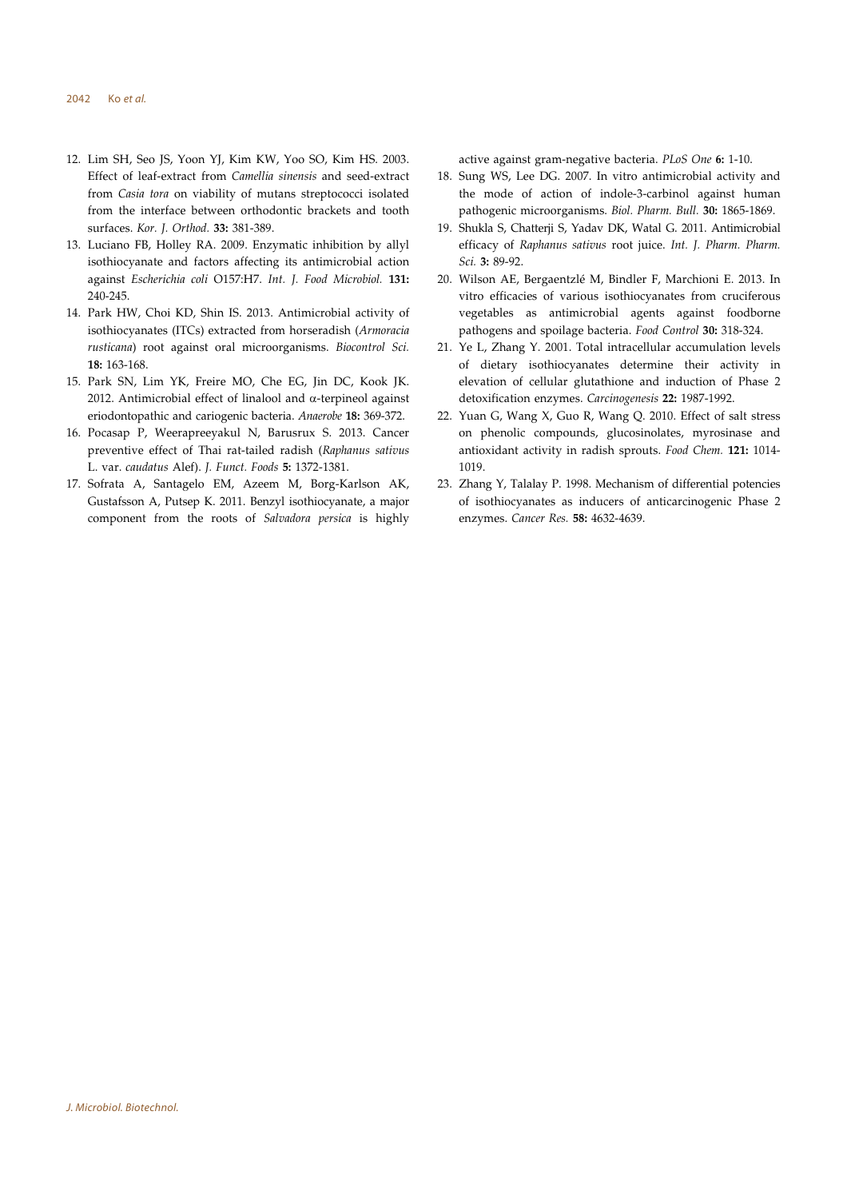12. Lim SH, Seo JS, Yoon YJ, Kim KW, Yoo SO, Kim HS. 2003. Effect of leaf-extract from *Camellia sinensis* and seed-extract from *Casia tora* on viability of mutans streptococci isolated from the interface between orthodontic brackets and tooth surfaces. *Kor. J. Orthod.* **33:** 381-389.
13. Luciano FB, Holley RA. 2009. Enzymatic inhibition by allyl isothiocyanate and factors affecting its antimicrobial action against *Escherichia coli* O157:H7. *Int. J. Food Microbiol.* **131:** 240-245.
14. Park HW, Choi KD, Shin IS. 2013. Antimicrobial activity of isothiocyanates (ITCs) extracted from horseradish (*Armoracia rusticana*) root against oral microorganisms. *Biocontrol Sci.* **18:** 163-168.
15. Park SN, Lim YK, Freire MO, Che EG, Jin DC, Kook JK. 2012. Antimicrobial effect of linalool and α-terpineol against eriodontopathic and cariogenic bacteria. *Anaerobe* **18:** 369-372.
16. Pocasap P, Weerapreeyakul N, Barusrux S. 2013. Cancer preventive effect of Thai rat-tailed radish (*Raphanus sativus* L. var. *caudatus* Alef). *J. Funct. Foods* **5:** 1372-1381.
17. Sofrata A, Santagelo EM, Azeem M, Borg-Karlson AK, Gustafsson A, Putsep K. 2011. Benzyl isothiocyanate, a major component from the roots of *Salvadora persica* is highly active against gram-negative bacteria. *PLoS One* **6:** 1-10.
18. Sung WS, Lee DG. 2007. In vitro antimicrobial activity and the mode of action of indole-3-carbinol against human pathogenic microorganisms. *Biol. Pharm. Bull.* **30:** 1865-1869.
19. Shukla S, Chatterji S, Yadav DK, Watal G. 2011. Antimicrobial efficacy of *Raphanus sativus* root juice. *Int. J. Pharm. Pharm. Sci.* **3:** 89-92.
20. Wilson AE, Bergaentzlé M, Bindler F, Marchioni E. 2013. In vitro efficacies of various isothiocyanates from cruciferous vegetables as antimicrobial agents against foodborne pathogens and spoilage bacteria. *Food Control* **30:** 318-324.
21. Ye L, Zhang Y. 2001. Total intracellular accumulation levels of dietary isothiocyanates determine their activity in elevation of cellular glutathione and induction of Phase 2 detoxification enzymes. *Carcinogenesis* **22:** 1987-1992.
22. Yuan G, Wang X, Guo R, Wang Q. 2010. Effect of salt stress on phenolic compounds, glucosinolates, myrosinase and antioxidant activity in radish sprouts. *Food Chem.* **121:** 1014-1019.
23. Zhang Y, Talalay P. 1998. Mechanism of differential potencies of isothiocyanates as inducers of anticarcinogenic Phase 2 enzymes. *Cancer Res.* **58:** 4632-4639.